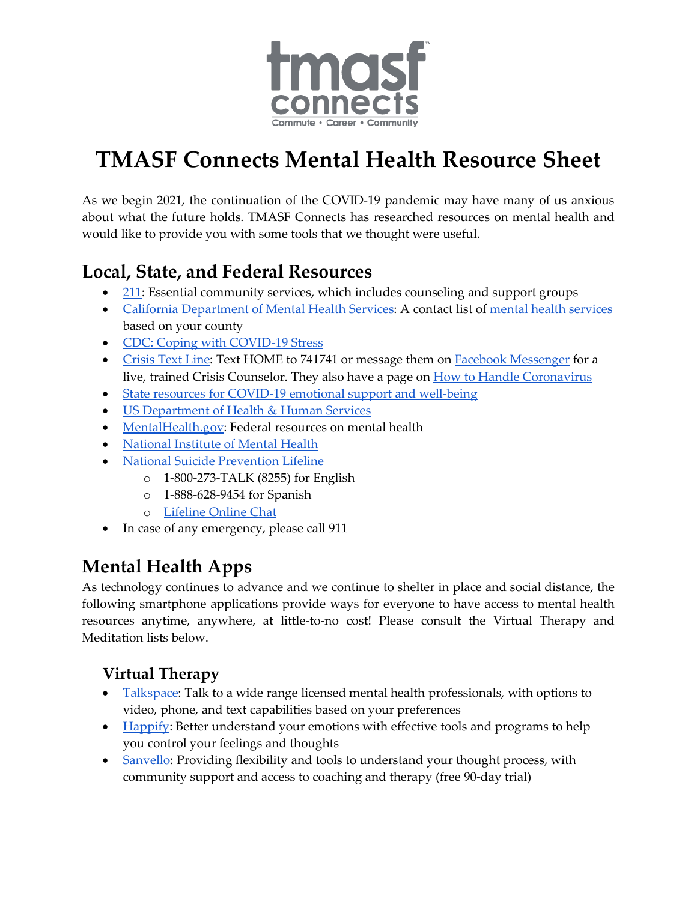tmasf connects
Commute • Career • Community

# TMASF Connects Mental Health Resource Sheet

As we begin 2021, the continuation of the COVID-19 pandemic may have many of us anxious about what the future holds. TMASF Connects has researched resources on mental health and would like to provide you with some tools that we thought were useful.

## Local, State, and Federal Resources

- 211: Essential community services, which includes counseling and support groups
- California Department of Mental Health Services: A contact list of mental health services based on your county
- CDC: Coping with COVID-19 Stress
- Crisis Text Line: Text HOME to 741741 or message them on Facebook Messenger for a live, trained Crisis Counselor. They also have a page on How to Handle Coronavirus
- State resources for COVID-19 emotional support and well-being
- US Department of Health & Human Services
- MentalHealth.gov: Federal resources on mental health
- National Institute of Mental Health
- National Suicide Prevention Lifeline
  - 1-800-273-TALK (8255) for English
  - 1-888-628-9454 for Spanish
  - Lifeline Online Chat
- In case of any emergency, please call 911

## Mental Health Apps

As technology continues to advance and we continue to shelter in place and social distance, the following smartphone applications provide ways for everyone to have access to mental health resources anytime, anywhere, at little-to-no cost! Please consult the Virtual Therapy and Meditation lists below.

### Virtual Therapy

- Talkspace: Talk to a wide range licensed mental health professionals, with options to video, phone, and text capabilities based on your preferences
- Happify: Better understand your emotions with effective tools and programs to help you control your feelings and thoughts
- Sanvello: Providing flexibility and tools to understand your thought process, with community support and access to coaching and therapy (free 90-day trial)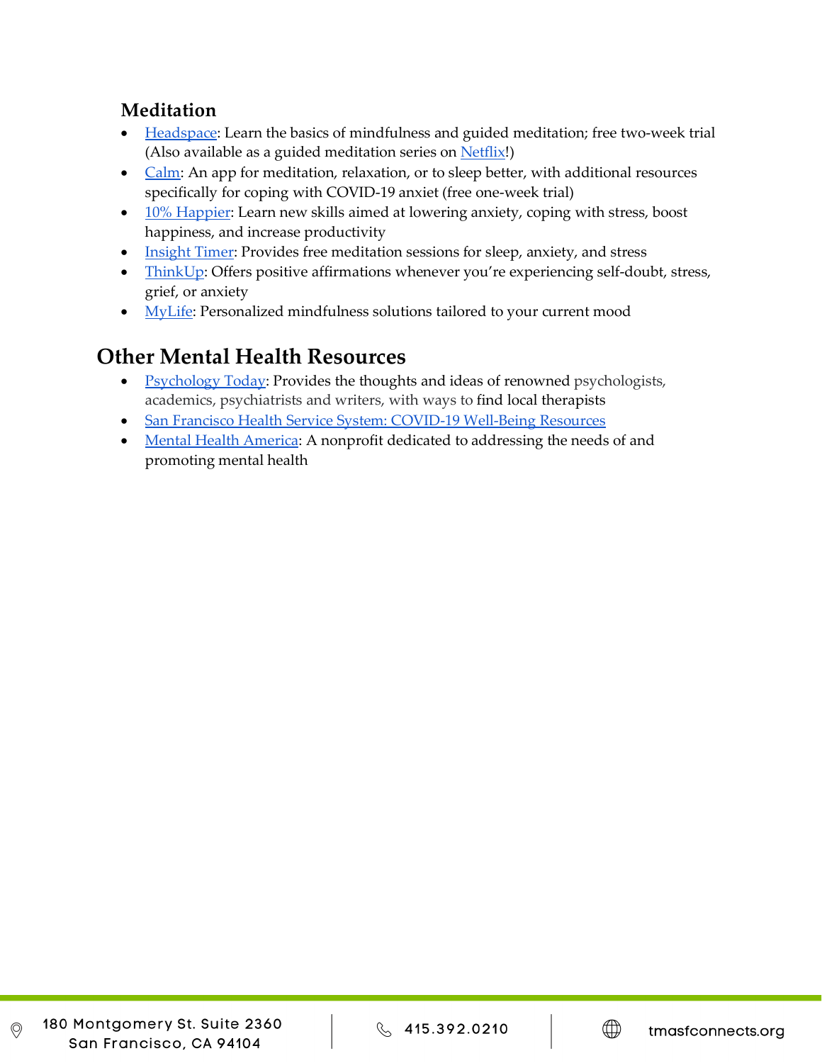### Meditation

- Headspace: Learn the basics of mindfulness and guided meditation; free two-week trial (Also available as a guided meditation series on Netflix!)
- Calm: An app for meditation, relaxation, or to sleep better, with additional resources specifically for coping with COVID-19 anxiet (free one-week trial)
- 10% Happier: Learn new skills aimed at lowering anxiety, coping with stress, boost happiness, and increase productivity
- Insight Timer: Provides free meditation sessions for sleep, anxiety, and stress
- ThinkUp: Offers positive affirmations whenever you're experiencing self-doubt, stress, grief, or anxiety
- MyLife: Personalized mindfulness solutions tailored to your current mood

## Other Mental Health Resources

- Psychology Today: Provides the thoughts and ideas of renowned psychologists, academics, psychiatrists and writers, with ways to find local therapists
- San Francisco Health Service System: COVID-19 Well-Being Resources
- Mental Health America: A nonprofit dedicated to addressing the needs of and promoting mental health

180 Montgomery St. Suite 2360
San Francisco, CA 94104

415.392.0210

tmasfconnects.org